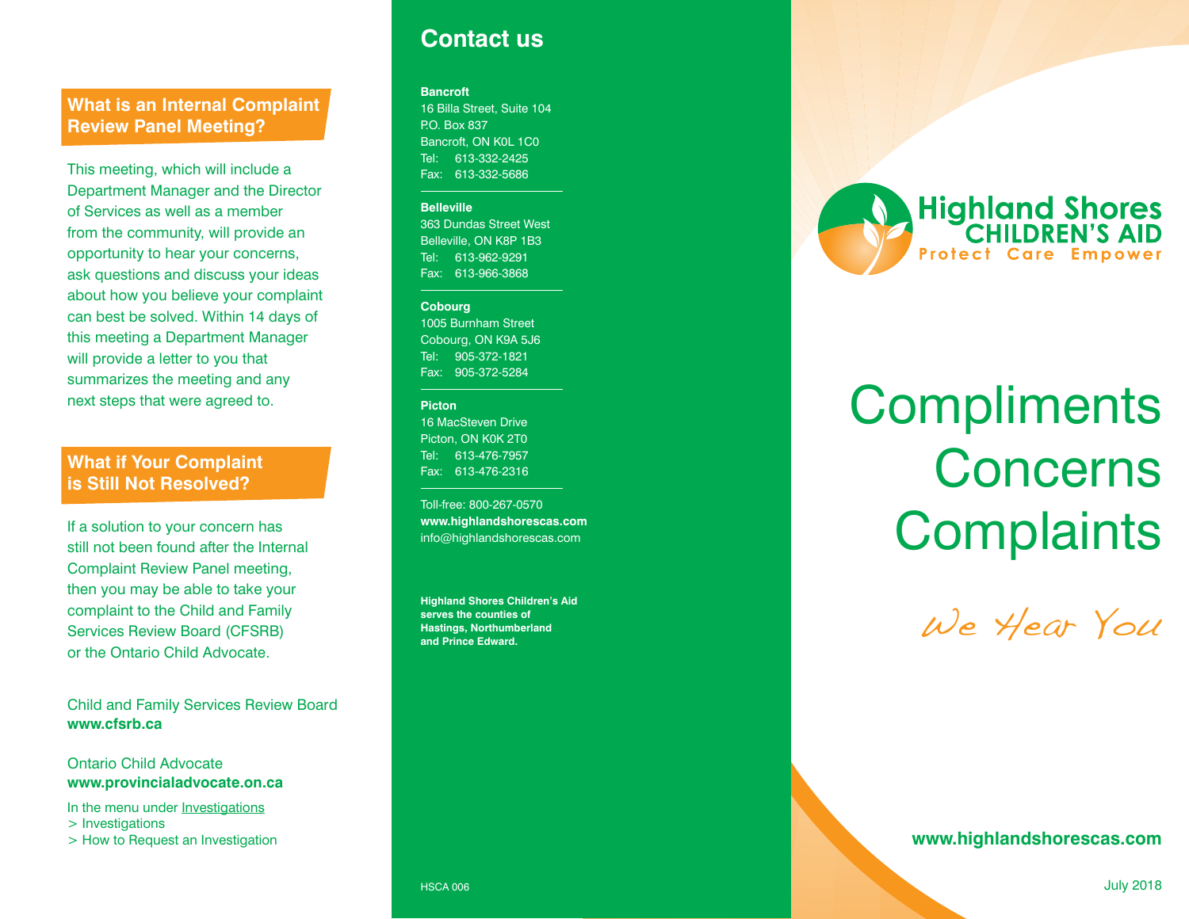## What is an Internal Complaint Review Panel Meeting?

This meeting, which will include a Department Manager and the Director of Services as well as a member from the community, will provide an opportunity to hear your concerns, ask questions and discuss your ideas about how you believe your complaint can best be solved. Within 14 days of this meeting a Department Manager will provide a letter to you that summarizes the meeting and any next steps that were agreed to.

## What if Your Complaint is Still Not Resolved?

If a solution to your concern has still not been found after the Internal Complaint Review Panel meeting, then you may be able to take your complaint to the Child and Family Services Review Board (CFSRB) or the Ontario Child Advocate.

Child and Family Services Review Board
**www.cfsrb.ca**

Ontario Child Advocate
**www.provincialadvocate.on.ca**

In the menu under Investigations
> Investigations
> How to Request an Investigation

## Contact us

**Bancroft**
16 Billa Street, Suite 104
P.O. Box 837
Bancroft, ON K0L 1C0
Tel: 613-332-2425
Fax: 613-332-5686

**Belleville**
363 Dundas Street West
Belleville, ON K8P 1B3
Tel: 613-962-9291
Fax: 613-966-3868

**Cobourg**
1005 Burnham Street
Cobourg, ON K9A 5J6
Tel: 905-372-1821
Fax: 905-372-5284

**Picton**
16 MacSteven Drive
Picton, ON K0K 2T0
Tel: 613-476-7957
Fax: 613-476-2316

Toll-free: 800-267-0570
**www.highlandshorescas.com**
info@highlandshorescas.com

**Highland Shores Children's Aid serves the counties of Hastings, Northumberland and Prince Edward.**

HSCA 006

Highland Shores CHILDREN'S AID
Protect Care Empower

# Compliments Concerns Complaints

*We Hear You*

**www.highlandshorescas.com**

July 2018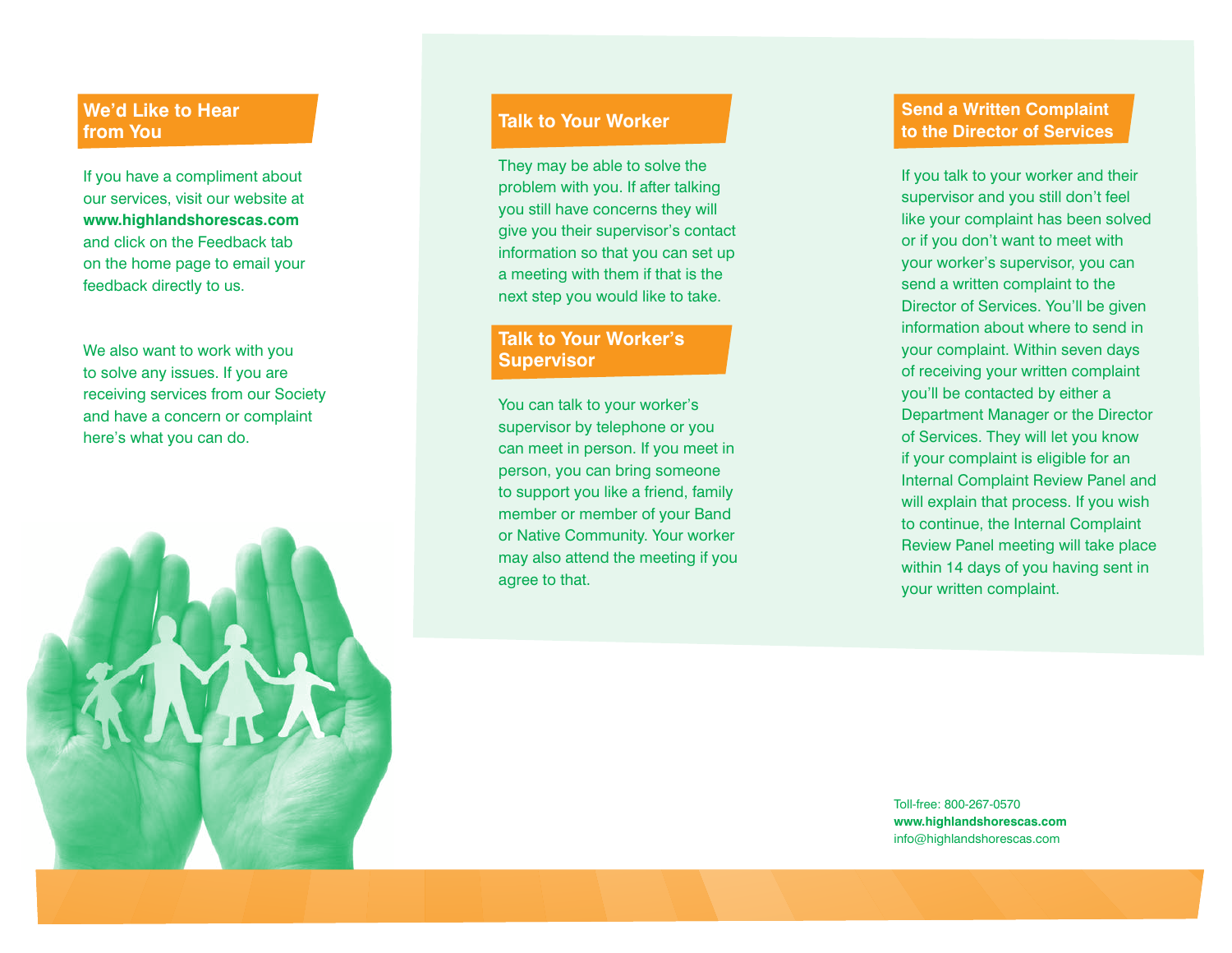## We'd Like to Hear from You

If you have a compliment about our services, visit our website at **www.highlandshorescas.com** and click on the Feedback tab on the home page to email your feedback directly to us.

We also want to work with you to solve any issues. If you are receiving services from our Society and have a concern or complaint here's what you can do.

## Talk to Your Worker

They may be able to solve the problem with you. If after talking you still have concerns they will give you their supervisor's contact information so that you can set up a meeting with them if that is the next step you would like to take.

## Talk to Your Worker's Supervisor

You can talk to your worker's supervisor by telephone or you can meet in person. If you meet in person, you can bring someone to support you like a friend, family member or member of your Band or Native Community. Your worker may also attend the meeting if you agree to that.

## Send a Written Complaint to the Director of Services

If you talk to your worker and their supervisor and you still don't feel like your complaint has been solved or if you don't want to meet with your worker's supervisor, you can send a written complaint to the Director of Services. You'll be given information about where to send in your complaint. Within seven days of receiving your written complaint you'll be contacted by either a Department Manager or the Director of Services. They will let you know if your complaint is eligible for an Internal Complaint Review Panel and will explain that process. If you wish to continue, the Internal Complaint Review Panel meeting will take place within 14 days of you having sent in your written complaint.

Toll-free: 800-267-0570
**www.highlandshorescas.com**
info@highlandshorescas.com